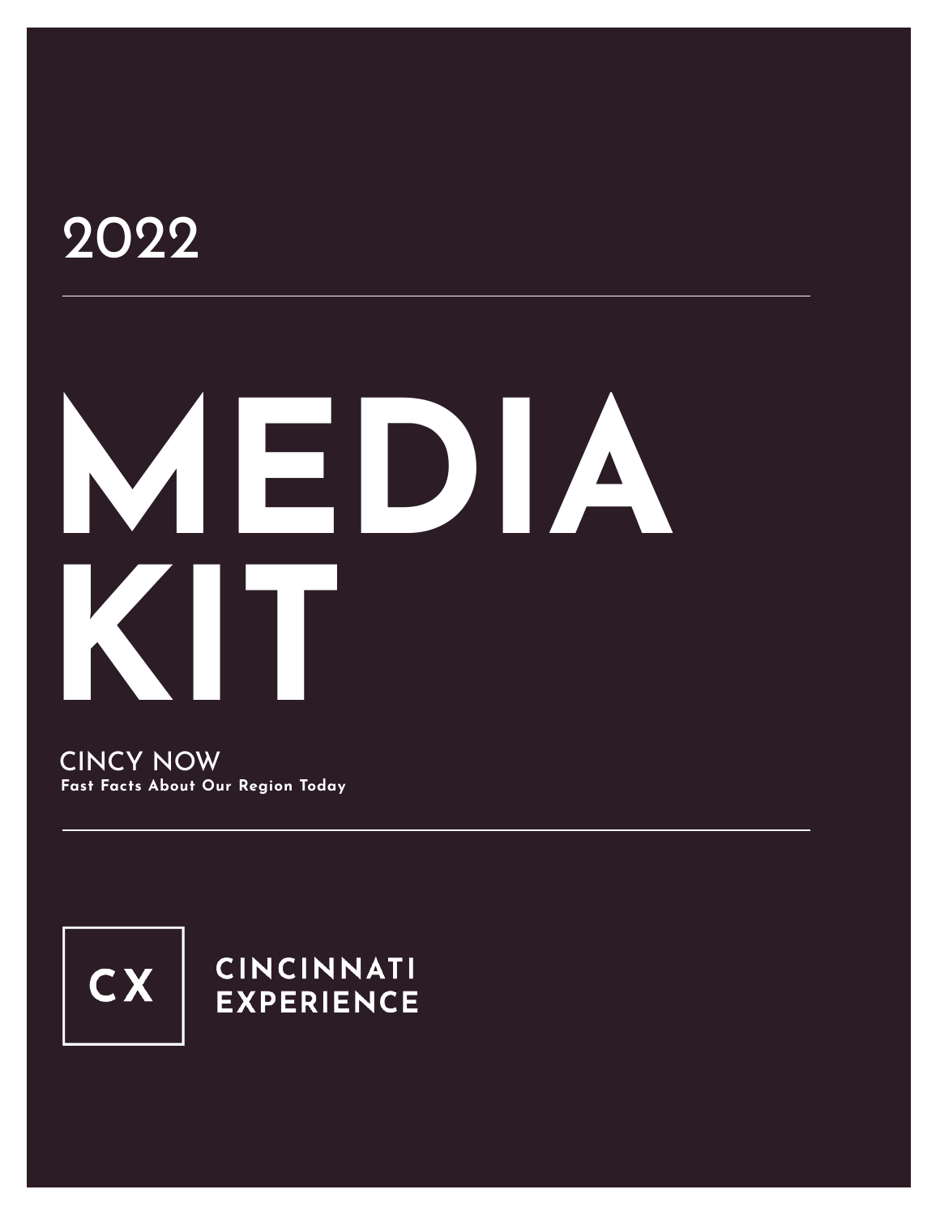2022

# MEDIA KIT

## CINCY NOW

**Fast Facts About Our Region Today**

CX

CINCINNATI EXPERIENCE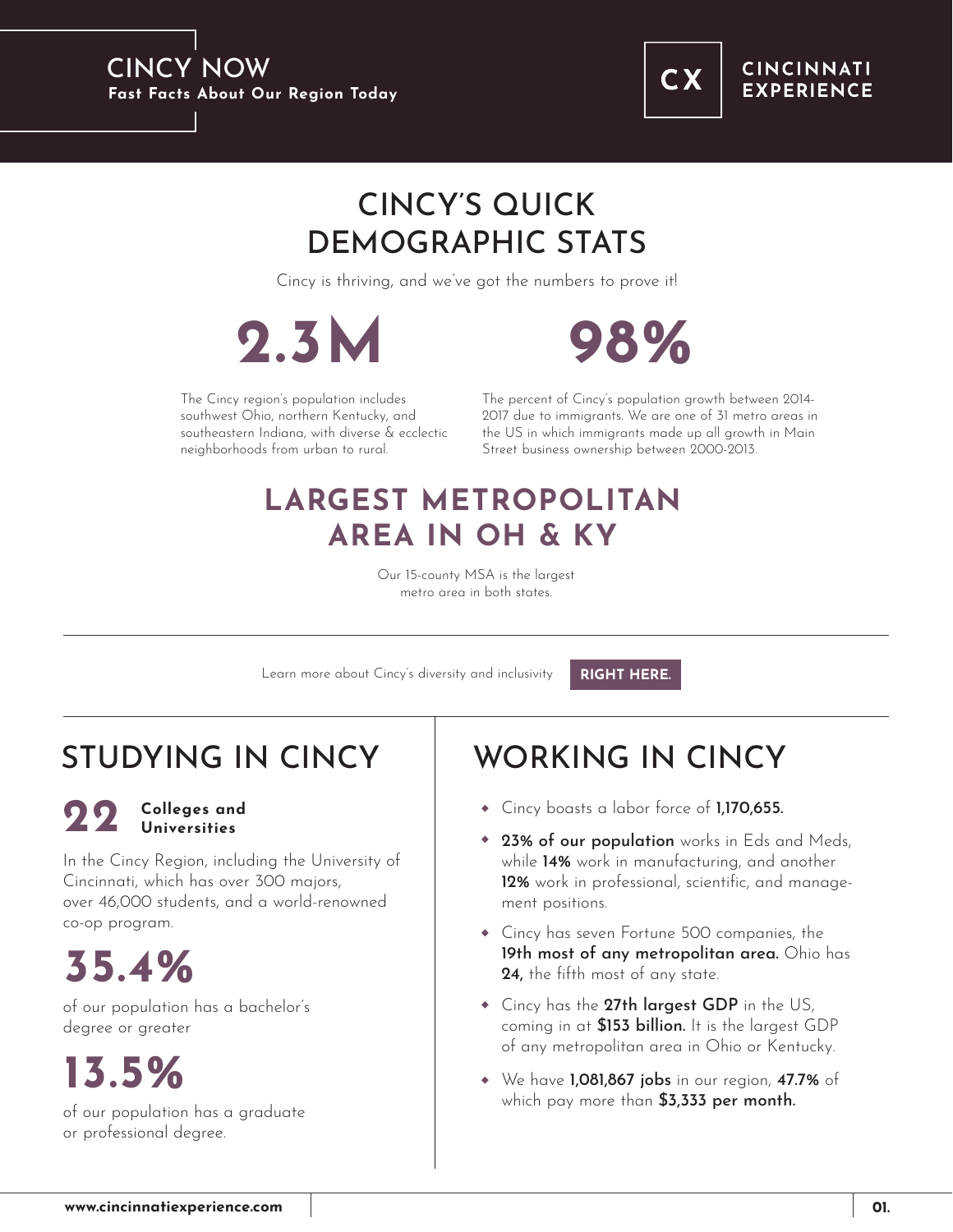# CINCY NOW

**Fast Facts About Our Region Today**

CX CINCINNATI EXPERIENCE

## CINCY'S QUICK DEMOGRAPHIC STATS

Cincy is thriving, and we've got the numbers to prove it!

**2.3M**

The Cincy region's population includes southwest Ohio, northern Kentucky, and southeastern Indiana, with diverse & ecclectic neighborhoods from urban to rural.

**98%**

The percent of Cincy's population growth between 2014-2017 due to immigrants. We are one of 31 metro areas in the US in which immigrants made up all growth in Main Street business ownership between 2000-2013.

## LARGEST METROPOLITAN AREA IN OH & KY

Our 15-county MSA is the largest metro area in both states.

---

Learn more about Cincy's diversity and inclusivity **RIGHT HERE.**

---

## STUDYING IN CINCY

**22** **Colleges and Universities**

In the Cincy Region, including the University of Cincinnati, which has over 300 majors, over 46,000 students, and a world-renowned co-op program.

**35.4%**

of our population has a bachelor's degree or greater

**13.5%**

of our population has a graduate or professional degree.

## WORKING IN CINCY

- Cincy boasts a labor force of **1,170,655.**
- **23% of our population** works in Eds and Meds, while **14%** work in manufacturing, and another **12%** work in professional, scientific, and management positions.
- Cincy has seven Fortune 500 companies, the **19th most of any metropolitan area.** Ohio has **24,** the fifth most of any state.
- Cincy has the **27th largest GDP** in the US, coming in at **$153 billion.** It is the largest GDP of any metropolitan area in Ohio or Kentucky.
- We have **1,081,867 jobs** in our region, **47.7%** of which pay more than **$3,333 per month.**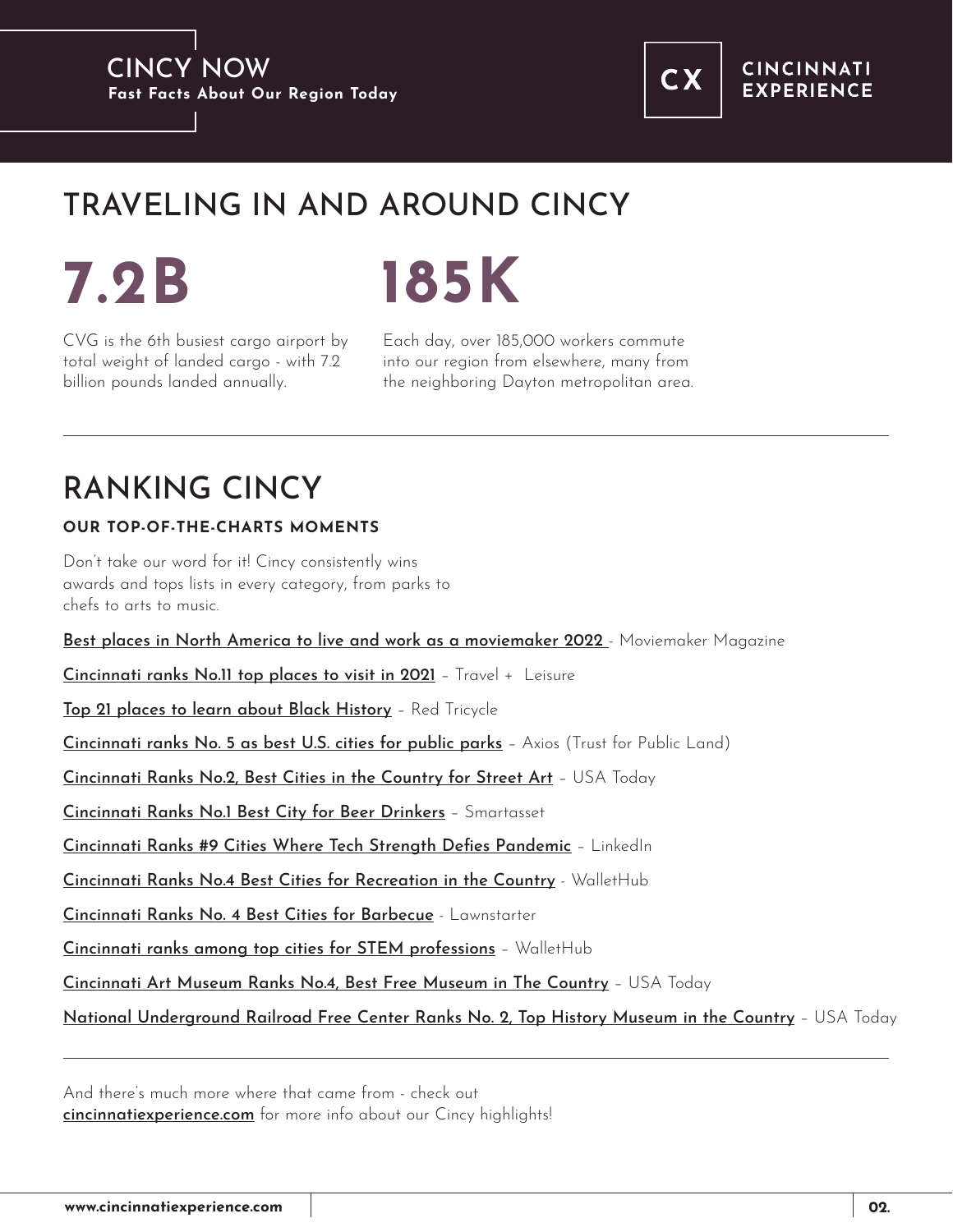CINCY NOW
**Fast Facts About Our Region Today**

CX CINCINNATI EXPERIENCE

# TRAVELING IN AND AROUND CINCY

**7.2B**

CVG is the 6th busiest cargo airport by total weight of landed cargo - with 7.2 billion pounds landed annually.

**185K**

Each day, over 185,000 workers commute into our region from elsewhere, many from the neighboring Dayton metropolitan area.

---

# RANKING CINCY

**OUR TOP-OF-THE-CHARTS MOMENTS**

Don't take our word for it! Cincy consistently wins awards and tops lists in every category, from parks to chefs to arts to music.

Best places in North America to live and work as a moviemaker 2022 - Moviemaker Magazine

Cincinnati ranks No.11 top places to visit in 2021 – Travel + Leisure

Top 21 places to learn about Black History – Red Tricycle

Cincinnati ranks No. 5 as best U.S. cities for public parks – Axios (Trust for Public Land)

Cincinnati Ranks No.2, Best Cities in the Country for Street Art – USA Today

Cincinnati Ranks No.1 Best City for Beer Drinkers – Smartasset

Cincinnati Ranks #9 Cities Where Tech Strength Defies Pandemic – LinkedIn

Cincinnati Ranks No.4 Best Cities for Recreation in the Country - WalletHub

Cincinnati Ranks No. 4 Best Cities for Barbecue - Lawnstarter

Cincinnati ranks among top cities for STEM professions – WalletHub

Cincinnati Art Museum Ranks No.4, Best Free Museum in The Country – USA Today

National Underground Railroad Free Center Ranks No. 2, Top History Museum in the Country – USA Today

---

And there's much more where that came from - check out **cincinnatiexperience.com** for more info about our Cincy highlights!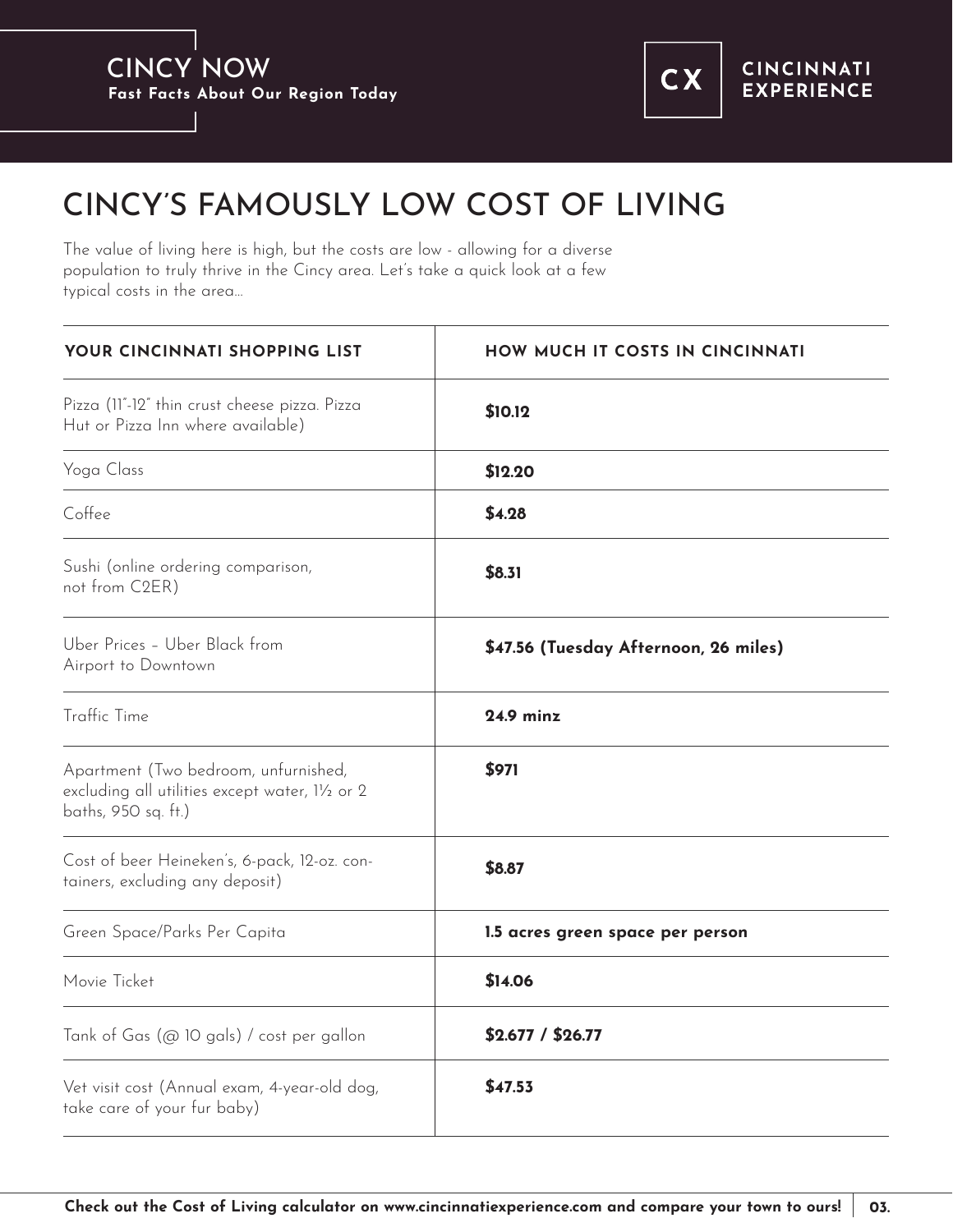CINCY NOW
**Fast Facts About Our Region Today**

CX CINCINNATI EXPERIENCE

# CINCY'S FAMOUSLY LOW COST OF LIVING

The value of living here is high, but the costs are low - allowing for a diverse population to truly thrive in the Cincy area. Let's take a quick look at a few typical costs in the area...

| YOUR CINCINNATI SHOPPING LIST | HOW MUCH IT COSTS IN CINCINNATI |
|---|---|
| Pizza (11"-12" thin crust cheese pizza. Pizza Hut or Pizza Inn where available) | **$10.12** |
| Yoga Class | **$12.20** |
| Coffee | **$4.28** |
| Sushi (online ordering comparison, not from C2ER) | **$8.31** |
| Uber Prices – Uber Black from Airport to Downtown | **$47.56 (Tuesday Afternoon, 26 miles)** |
| Traffic Time | **24.9 minz** |
| Apartment (Two bedroom, unfurnished, excluding all utilities except water, 1½ or 2 baths, 950 sq. ft.) | **$971** |
| Cost of beer Heineken's, 6-pack, 12-oz. containers, excluding any deposit) | **$8.87** |
| Green Space/Parks Per Capita | **1.5 acres green space per person** |
| Movie Ticket | **$14.06** |
| Tank of Gas (@ 10 gals) / cost per gallon | **$2.677 / $26.77** |
| Vet visit cost (Annual exam, 4-year-old dog, take care of your fur baby) | **$47.53** |

**Check out the Cost of Living calculator on www.cincinnatiexperience.com and compare your town to ours!**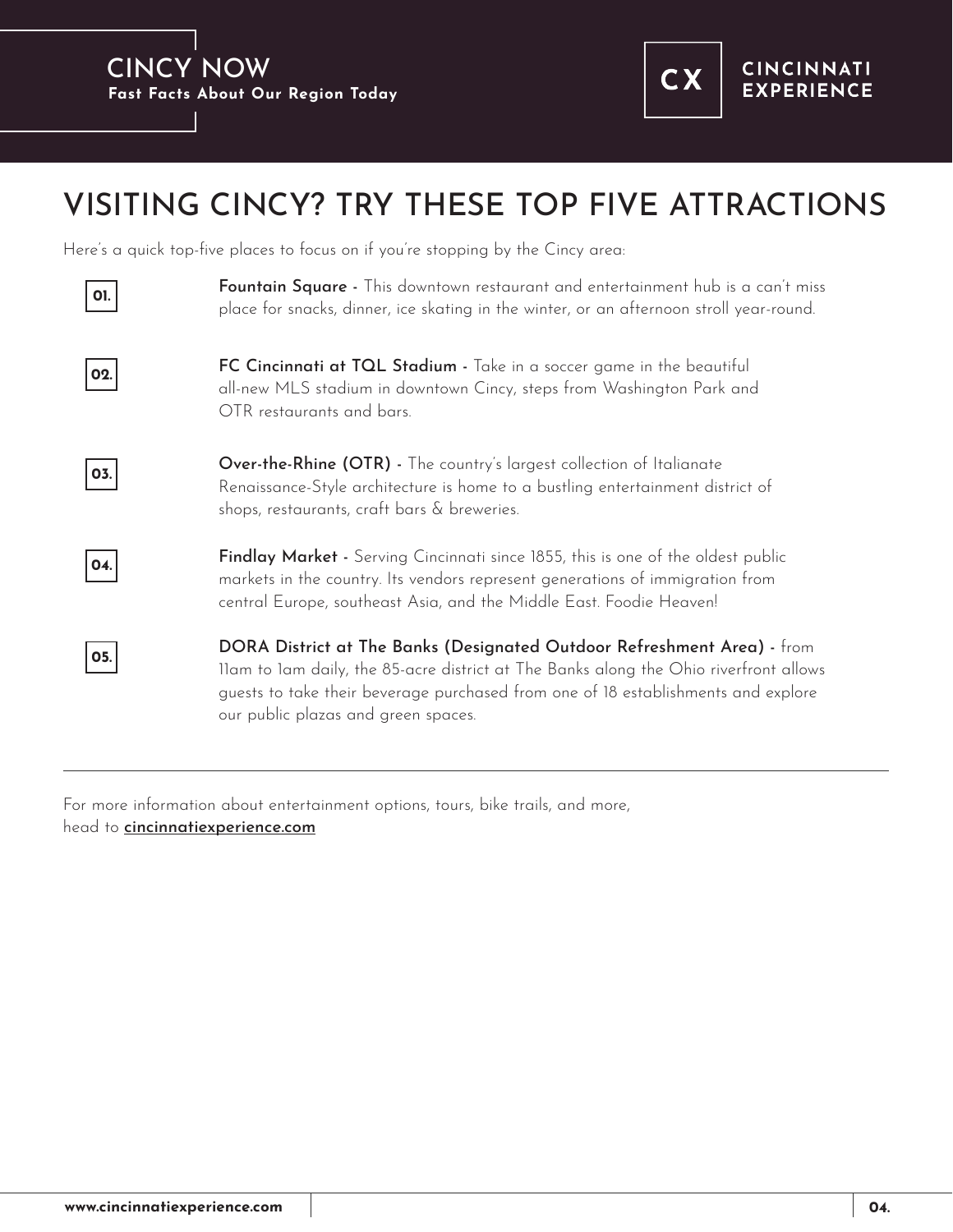# VISITING CINCY? TRY THESE TOP FIVE ATTRACTIONS

Here's a quick top-five places to focus on if you're stopping by the Cincy area:

**01.** **Fountain Square -** This downtown restaurant and entertainment hub is a can't miss place for snacks, dinner, ice skating in the winter, or an afternoon stroll year-round.

**02.** **FC Cincinnati at TQL Stadium -** Take in a soccer game in the beautiful all-new MLS stadium in downtown Cincy, steps from Washington Park and OTR restaurants and bars.

**03.** **Over-the-Rhine (OTR) -** The country's largest collection of Italianate Renaissance-Style architecture is home to a bustling entertainment district of shops, restaurants, craft bars & breweries.

**04.** **Findlay Market -** Serving Cincinnati since 1855, this is one of the oldest public markets in the country. Its vendors represent generations of immigration from central Europe, southeast Asia, and the Middle East. Foodie Heaven!

**05.** **DORA District at The Banks (Designated Outdoor Refreshment Area) -** from 11am to 1am daily, the 85-acre district at The Banks along the Ohio riverfront allows guests to take their beverage purchased from one of 18 establishments and explore our public plazas and green spaces.

---

For more information about entertainment options, tours, bike trails, and more, head to **cincinnatiexperience.com**